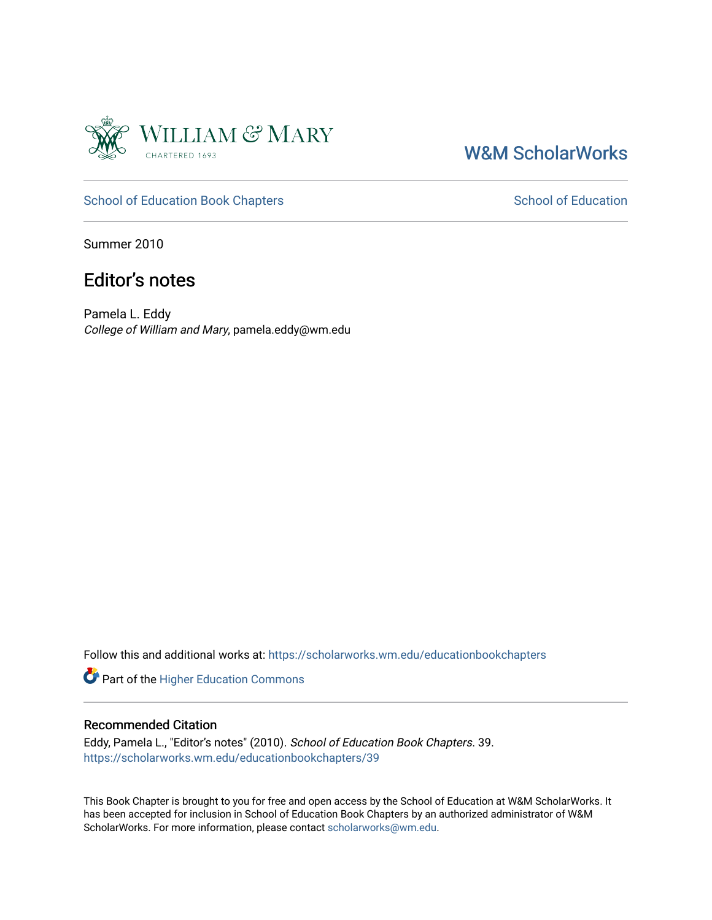W&M ScholarWorks

School of Education Book Chapters

School of Education

Summer 2010

# Editor's notes

Pamela L. Eddy
*College of William and Mary*, pamela.eddy@wm.edu

Follow this and additional works at: https://scholarworks.wm.edu/educationbookchapters

Part of the Higher Education Commons

## Recommended Citation

Eddy, Pamela L., "Editor's notes" (2010). *School of Education Book Chapters*. 39.
https://scholarworks.wm.edu/educationbookchapters/39

This Book Chapter is brought to you for free and open access by the School of Education at W&M ScholarWorks. It has been accepted for inclusion in School of Education Book Chapters by an authorized administrator of W&M ScholarWorks. For more information, please contact scholarworks@wm.edu.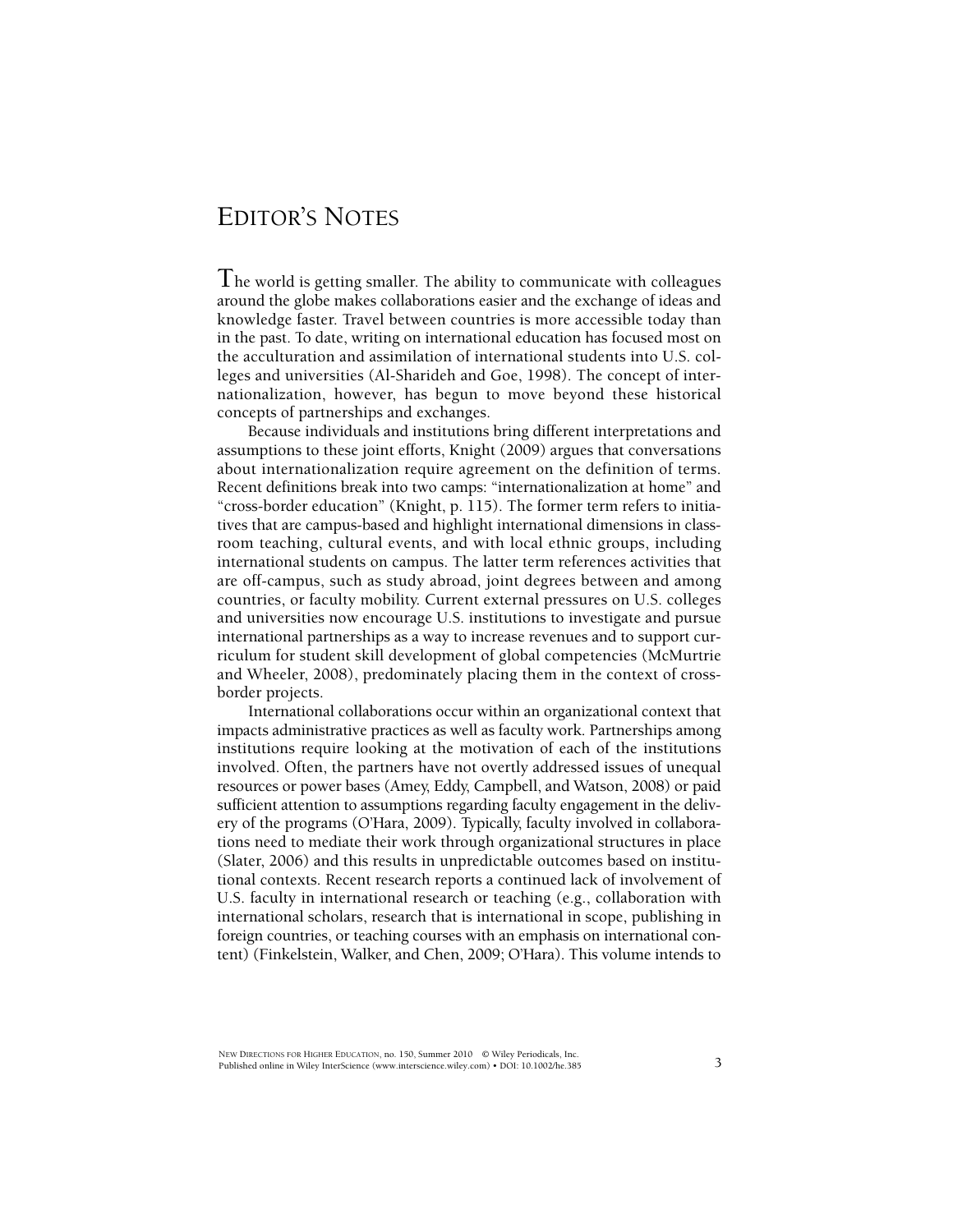# Editor's Notes

The world is getting smaller. The ability to communicate with colleagues around the globe makes collaborations easier and the exchange of ideas and knowledge faster. Travel between countries is more accessible today than in the past. To date, writing on international education has focused most on the acculturation and assimilation of international students into U.S. colleges and universities (Al-Sharideh and Goe, 1998). The concept of internationalization, however, has begun to move beyond these historical concepts of partnerships and exchanges.

Because individuals and institutions bring different interpretations and assumptions to these joint efforts, Knight (2009) argues that conversations about internationalization require agreement on the definition of terms. Recent definitions break into two camps: "internationalization at home" and "cross-border education" (Knight, p. 115). The former term refers to initiatives that are campus-based and highlight international dimensions in classroom teaching, cultural events, and with local ethnic groups, including international students on campus. The latter term references activities that are off-campus, such as study abroad, joint degrees between and among countries, or faculty mobility. Current external pressures on U.S. colleges and universities now encourage U.S. institutions to investigate and pursue international partnerships as a way to increase revenues and to support curriculum for student skill development of global competencies (McMurtrie and Wheeler, 2008), predominately placing them in the context of cross-border projects.

International collaborations occur within an organizational context that impacts administrative practices as well as faculty work. Partnerships among institutions require looking at the motivation of each of the institutions involved. Often, the partners have not overtly addressed issues of unequal resources or power bases (Amey, Eddy, Campbell, and Watson, 2008) or paid sufficient attention to assumptions regarding faculty engagement in the delivery of the programs (O'Hara, 2009). Typically, faculty involved in collaborations need to mediate their work through organizational structures in place (Slater, 2006) and this results in unpredictable outcomes based on institutional contexts. Recent research reports a continued lack of involvement of U.S. faculty in international research or teaching (e.g., collaboration with international scholars, research that is international in scope, publishing in foreign countries, or teaching courses with an emphasis on international content) (Finkelstein, Walker, and Chen, 2009; O'Hara). This volume intends to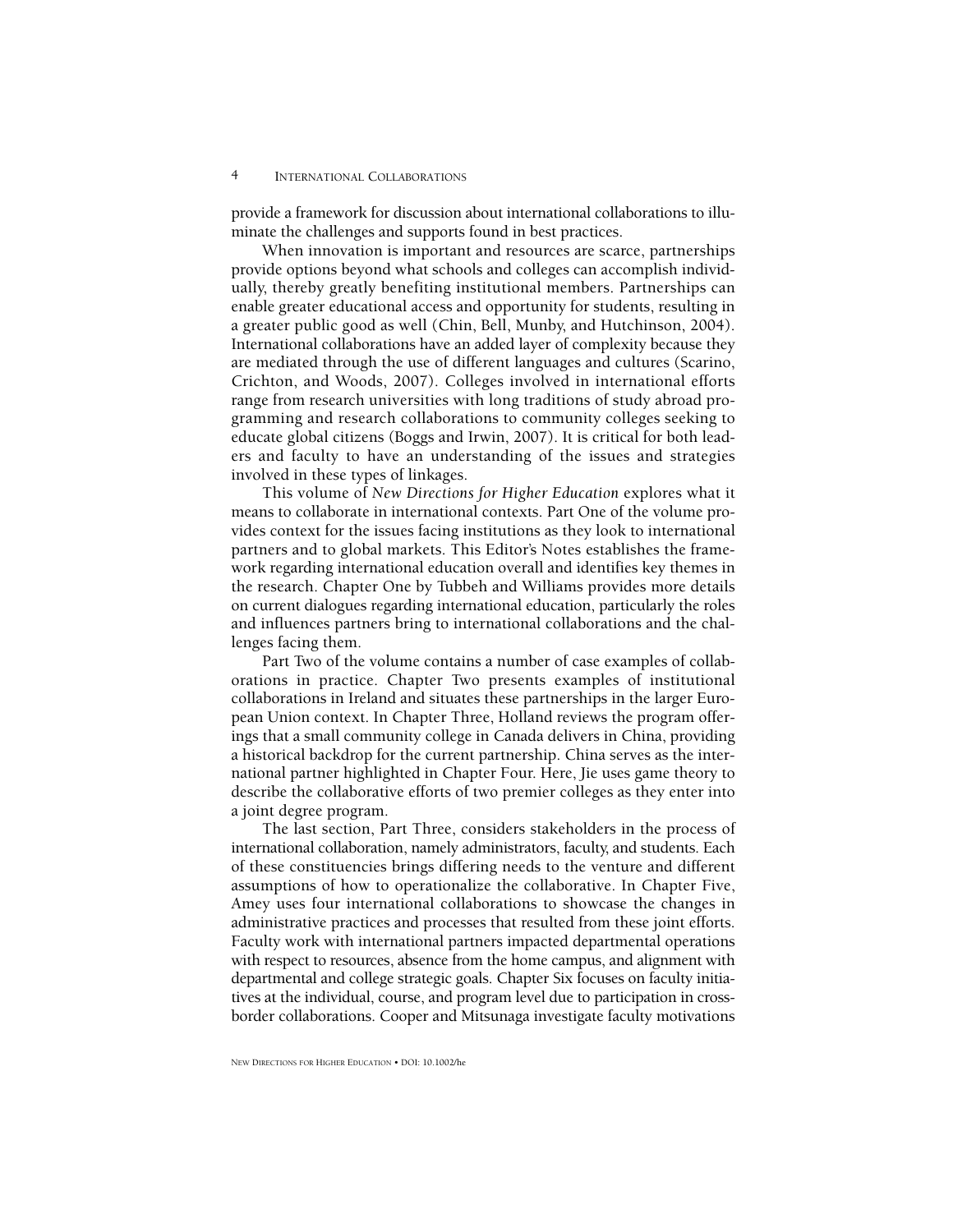provide a framework for discussion about international collaborations to illuminate the challenges and supports found in best practices.

When innovation is important and resources are scarce, partnerships provide options beyond what schools and colleges can accomplish individually, thereby greatly benefiting institutional members. Partnerships can enable greater educational access and opportunity for students, resulting in a greater public good as well (Chin, Bell, Munby, and Hutchinson, 2004). International collaborations have an added layer of complexity because they are mediated through the use of different languages and cultures (Scarino, Crichton, and Woods, 2007). Colleges involved in international efforts range from research universities with long traditions of study abroad programming and research collaborations to community colleges seeking to educate global citizens (Boggs and Irwin, 2007). It is critical for both leaders and faculty to have an understanding of the issues and strategies involved in these types of linkages.

This volume of *New Directions for Higher Education* explores what it means to collaborate in international contexts. Part One of the volume provides context for the issues facing institutions as they look to international partners and to global markets. This Editor's Notes establishes the framework regarding international education overall and identifies key themes in the research. Chapter One by Tubbeh and Williams provides more details on current dialogues regarding international education, particularly the roles and influences partners bring to international collaborations and the challenges facing them.

Part Two of the volume contains a number of case examples of collaborations in practice. Chapter Two presents examples of institutional collaborations in Ireland and situates these partnerships in the larger European Union context. In Chapter Three, Holland reviews the program offerings that a small community college in Canada delivers in China, providing a historical backdrop for the current partnership. China serves as the international partner highlighted in Chapter Four. Here, Jie uses game theory to describe the collaborative efforts of two premier colleges as they enter into a joint degree program.

The last section, Part Three, considers stakeholders in the process of international collaboration, namely administrators, faculty, and students. Each of these constituencies brings differing needs to the venture and different assumptions of how to operationalize the collaborative. In Chapter Five, Amey uses four international collaborations to showcase the changes in administrative practices and processes that resulted from these joint efforts. Faculty work with international partners impacted departmental operations with respect to resources, absence from the home campus, and alignment with departmental and college strategic goals. Chapter Six focuses on faculty initiatives at the individual, course, and program level due to participation in cross-border collaborations. Cooper and Mitsunaga investigate faculty motivations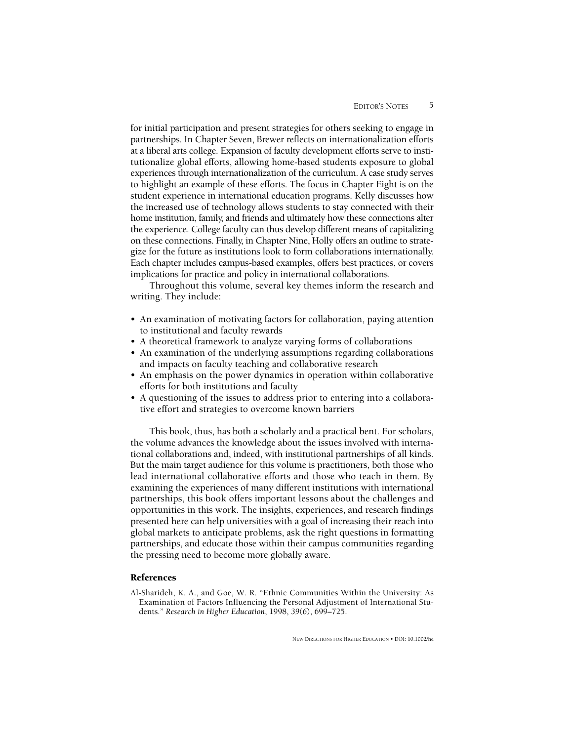for initial participation and present strategies for others seeking to engage in partnerships. In Chapter Seven, Brewer reflects on internationalization efforts at a liberal arts college. Expansion of faculty development efforts serve to institutionalize global efforts, allowing home-based students exposure to global experiences through internationalization of the curriculum. A case study serves to highlight an example of these efforts. The focus in Chapter Eight is on the student experience in international education programs. Kelly discusses how the increased use of technology allows students to stay connected with their home institution, family, and friends and ultimately how these connections alter the experience. College faculty can thus develop different means of capitalizing on these connections. Finally, in Chapter Nine, Holly offers an outline to strategize for the future as institutions look to form collaborations internationally. Each chapter includes campus-based examples, offers best practices, or covers implications for practice and policy in international collaborations.

Throughout this volume, several key themes inform the research and writing. They include:

- An examination of motivating factors for collaboration, paying attention to institutional and faculty rewards
- A theoretical framework to analyze varying forms of collaborations
- An examination of the underlying assumptions regarding collaborations and impacts on faculty teaching and collaborative research
- An emphasis on the power dynamics in operation within collaborative efforts for both institutions and faculty
- A questioning of the issues to address prior to entering into a collaborative effort and strategies to overcome known barriers

This book, thus, has both a scholarly and a practical bent. For scholars, the volume advances the knowledge about the issues involved with international collaborations and, indeed, with institutional partnerships of all kinds. But the main target audience for this volume is practitioners, both those who lead international collaborative efforts and those who teach in them. By examining the experiences of many different institutions with international partnerships, this book offers important lessons about the challenges and opportunities in this work. The insights, experiences, and research findings presented here can help universities with a goal of increasing their reach into global markets to anticipate problems, ask the right questions in formatting partnerships, and educate those within their campus communities regarding the pressing need to become more globally aware.

## References

Al-Sharideh, K. A., and Goe, W. R. "Ethnic Communities Within the University: As Examination of Factors Influencing the Personal Adjustment of International Students." *Research in Higher Education*, 1998, *39*(6), 699–725.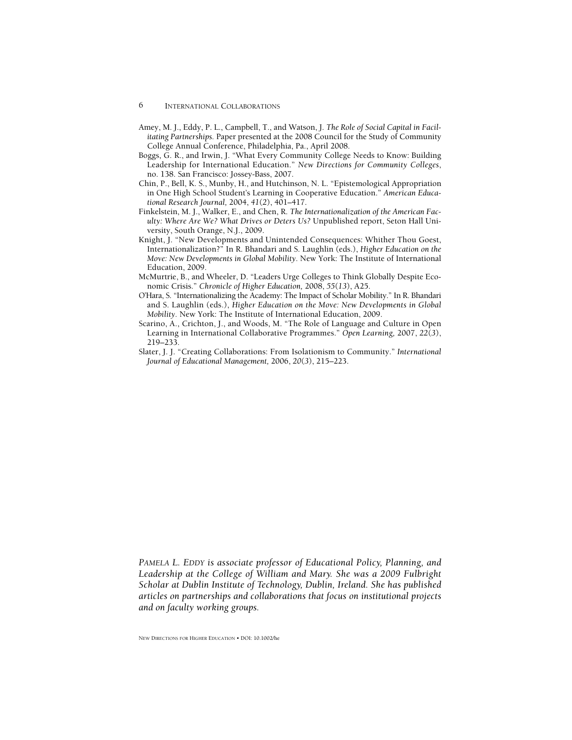Amey, M. J., Eddy, P. L., Campbell, T., and Watson, J. *The Role of Social Capital in Facilitating Partnerships.* Paper presented at the 2008 Council for the Study of Community College Annual Conference, Philadelphia, Pa., April 2008.

Boggs, G. R., and Irwin, J. "What Every Community College Needs to Know: Building Leadership for International Education." *New Directions for Community Colleges*, no. 138. San Francisco: Jossey-Bass, 2007.

Chin, P., Bell, K. S., Munby, H., and Hutchinson, N. L. "Epistemological Appropriation in One High School Student's Learning in Cooperative Education." *American Educational Research Journal,* 2004, *41*(2), 401–417.

Finkelstein, M. J., Walker, E., and Chen, R. *The Internationalization of the American Faculty: Where Are We? What Drives or Deters Us?* Unpublished report, Seton Hall University, South Orange, N.J., 2009.

Knight, J. "New Developments and Unintended Consequences: Whither Thou Goest, Internationalization?" In R. Bhandari and S. Laughlin (eds.), *Higher Education on the Move: New Developments in Global Mobility*. New York: The Institute of International Education, 2009.

McMurtrie, B., and Wheeler, D. "Leaders Urge Colleges to Think Globally Despite Economic Crisis." *Chronicle of Higher Education,* 2008, *55*(13), A25.

O'Hara, S. "Internationalizing the Academy: The Impact of Scholar Mobility." In R. Bhandari and S. Laughlin (eds.), *Higher Education on the Move: New Developments in Global Mobility*. New York: The Institute of International Education, 2009.

Scarino, A., Crichton, J., and Woods, M. "The Role of Language and Culture in Open Learning in International Collaborative Programmes." *Open Learning,* 2007, *22*(3), 219–233.

Slater, J. J. "Creating Collaborations: From Isolationism to Community." *International Journal of Educational Management,* 2006, *20*(3), 215–223.

*PAMELA L. EDDY is associate professor of Educational Policy, Planning, and Leadership at the College of William and Mary. She was a 2009 Fulbright Scholar at Dublin Institute of Technology, Dublin, Ireland. She has published articles on partnerships and collaborations that focus on institutional projects and on faculty working groups.*